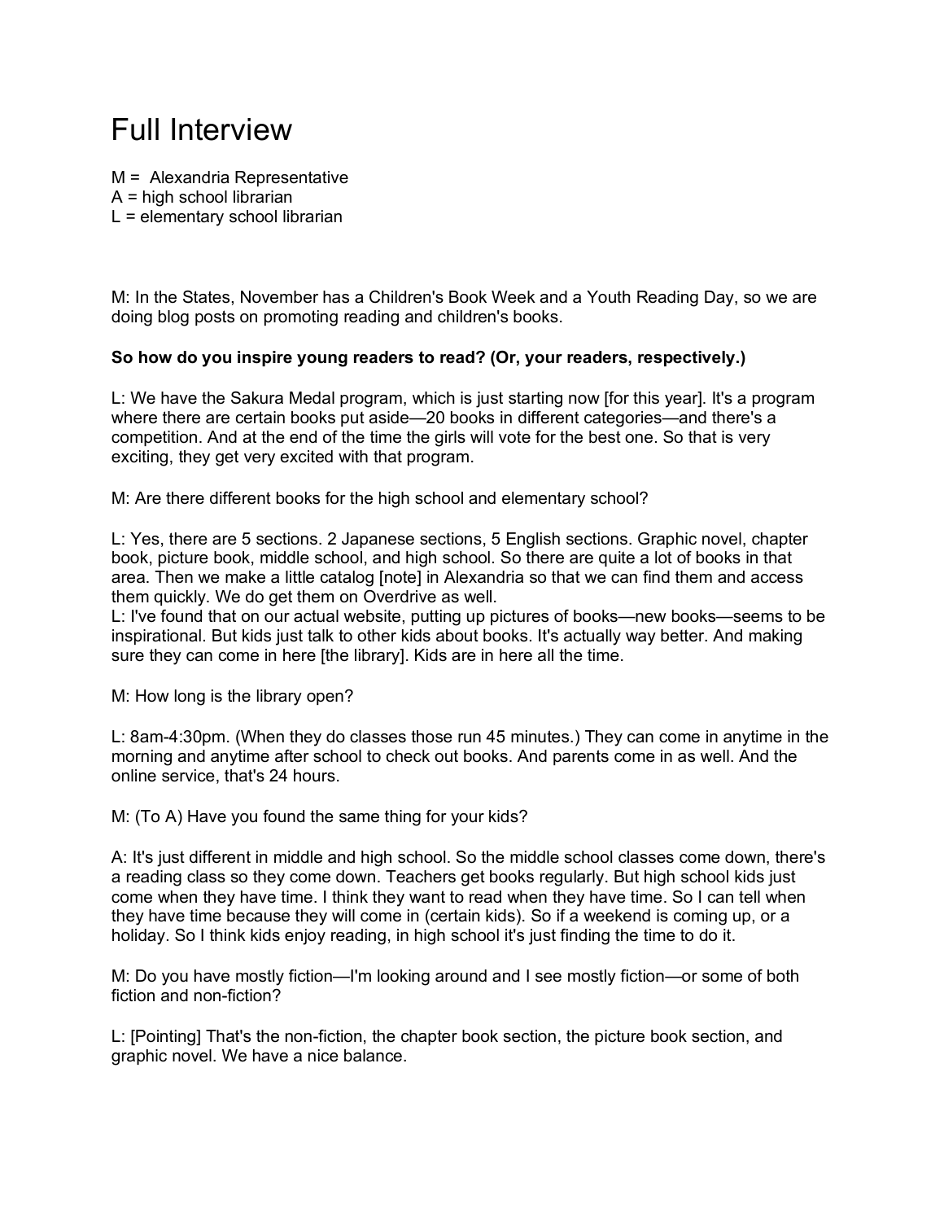# Full Interview

M = Alexandria Representative
A = high school librarian
L = elementary school librarian

M: In the States, November has a Children's Book Week and a Youth Reading Day, so we are doing blog posts on promoting reading and children's books.

**So how do you inspire young readers to read? (Or, your readers, respectively.)**

L: We have the Sakura Medal program, which is just starting now [for this year]. It's a program where there are certain books put aside—20 books in different categories—and there's a competition. And at the end of the time the girls will vote for the best one. So that is very exciting, they get very excited with that program.

M: Are there different books for the high school and elementary school?

L: Yes, there are 5 sections. 2 Japanese sections, 5 English sections. Graphic novel, chapter book, picture book, middle school, and high school. So there are quite a lot of books in that area. Then we make a little catalog [note] in Alexandria so that we can find them and access them quickly. We do get them on Overdrive as well.
L: I've found that on our actual website, putting up pictures of books—new books—seems to be inspirational. But kids just talk to other kids about books. It's actually way better. And making sure they can come in here [the library]. Kids are in here all the time.

M: How long is the library open?

L: 8am-4:30pm. (When they do classes those run 45 minutes.) They can come in anytime in the morning and anytime after school to check out books. And parents come in as well. And the online service, that's 24 hours.

M: (To A) Have you found the same thing for your kids?

A: It's just different in middle and high school. So the middle school classes come down, there's a reading class so they come down. Teachers get books regularly. But high school kids just come when they have time. I think they want to read when they have time. So I can tell when they have time because they will come in (certain kids). So if a weekend is coming up, or a holiday. So I think kids enjoy reading, in high school it's just finding the time to do it.

M: Do you have mostly fiction—I'm looking around and I see mostly fiction—or some of both fiction and non-fiction?

L: [Pointing] That's the non-fiction, the chapter book section, the picture book section, and graphic novel. We have a nice balance.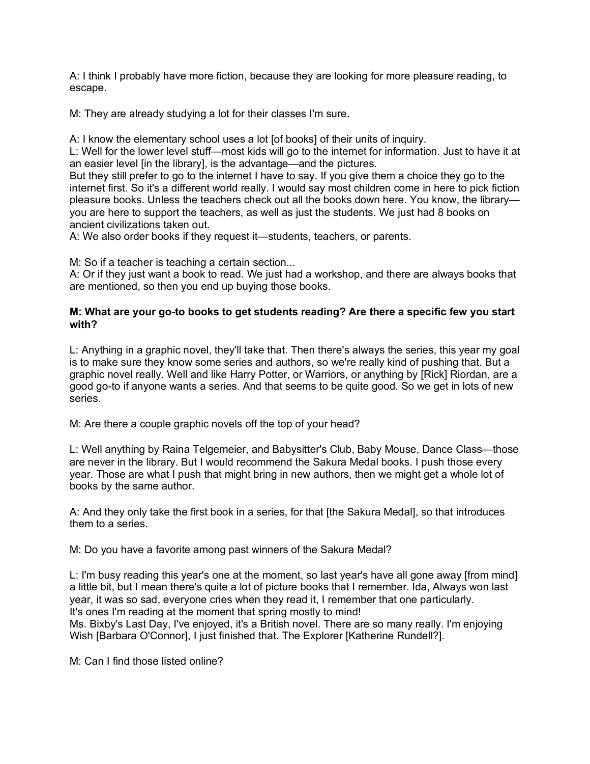A: I think I probably have more fiction, because they are looking for more pleasure reading, to escape.

M: They are already studying a lot for their classes I'm sure.

A: I know the elementary school uses a lot [of books] of their units of inquiry.
L: Well for the lower level stuff—most kids will go to the internet for information. Just to have it at an easier level [in the library], is the advantage—and the pictures.
But they still prefer to go to the internet I have to say. If you give them a choice they go to the internet first. So it's a different world really. I would say most children come in here to pick fiction pleasure books. Unless the teachers check out all the books down here. You know, the library—you are here to support the teachers, as well as just the students. We just had 8 books on ancient civilizations taken out.
A: We also order books if they request it—students, teachers, or parents.

M: So if a teacher is teaching a certain section...
A: Or if they just want a book to read. We just had a workshop, and there are always books that are mentioned, so then you end up buying those books.

**M: What are your go-to books to get students reading? Are there a specific few you start with?**

L: Anything in a graphic novel, they'll take that. Then there's always the series, this year my goal is to make sure they know some series and authors, so we're really kind of pushing that. But a graphic novel really. Well and like Harry Potter, or Warriors, or anything by [Rick] Riordan, are a good go-to if anyone wants a series. And that seems to be quite good. So we get in lots of new series.

M: Are there a couple graphic novels off the top of your head?

L: Well anything by Raina Telgemeier, and Babysitter's Club, Baby Mouse, Dance Class—those are never in the library. But I would recommend the Sakura Medal books. I push those every year. Those are what I push that might bring in new authors, then we might get a whole lot of books by the same author.

A: And they only take the first book in a series, for that [the Sakura Medal], so that introduces them to a series.

M: Do you have a favorite among past winners of the Sakura Medal?

L: I'm busy reading this year's one at the moment, so last year's have all gone away [from mind] a little bit, but I mean there's quite a lot of picture books that I remember. Ida, Always won last year, it was so sad, everyone cries when they read it, I remember that one particularly.
It's ones I'm reading at the moment that spring mostly to mind!
Ms. Bixby's Last Day, I've enjoyed, it's a British novel. There are so many really. I'm enjoying Wish [Barbara O'Connor], I just finished that. The Explorer [Katherine Rundell?].

M: Can I find those listed online?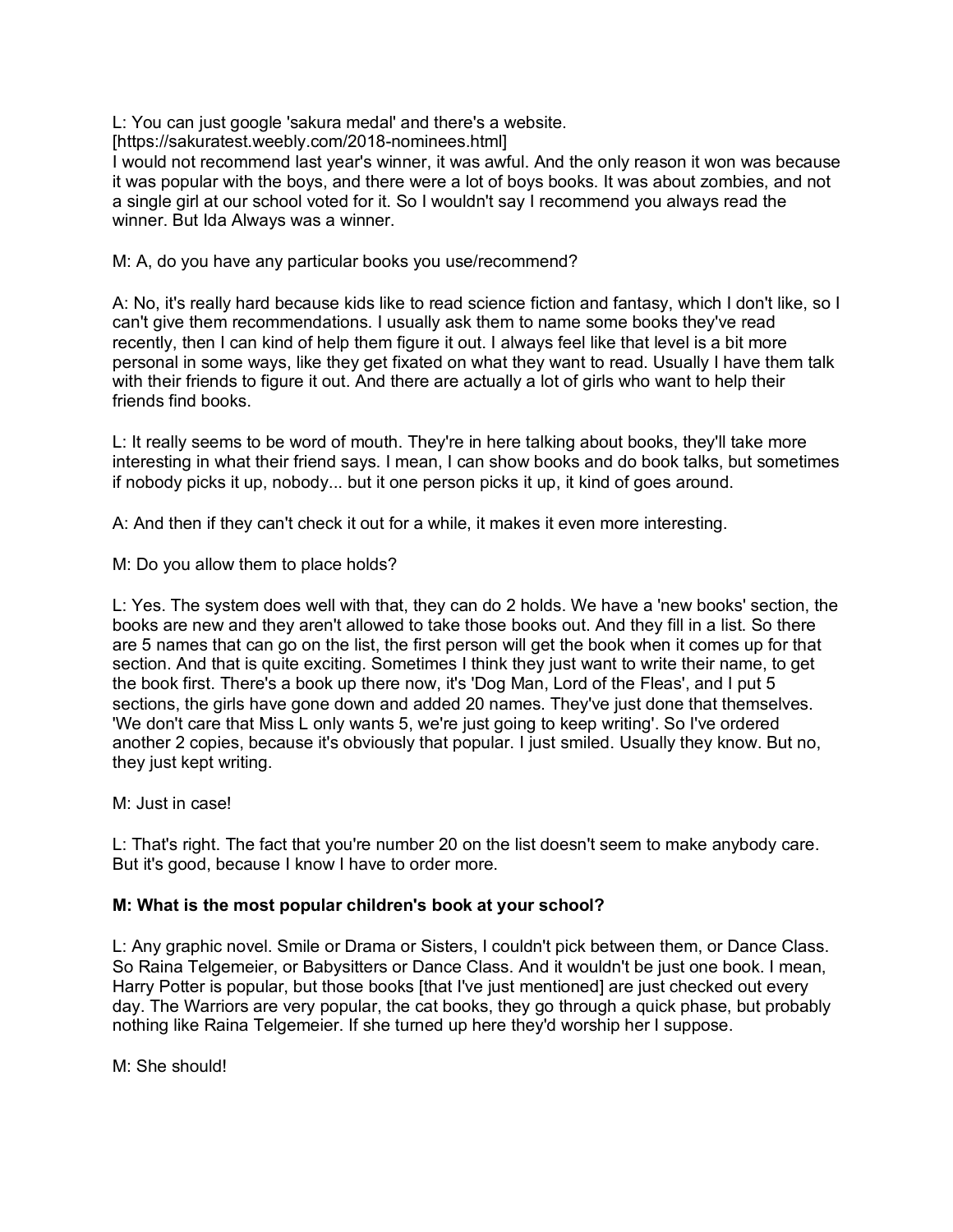L: You can just google 'sakura medal' and there's a website.
[https://sakuratest.weebly.com/2018-nominees.html]
I would not recommend last year's winner, it was awful. And the only reason it won was because it was popular with the boys, and there were a lot of boys books. It was about zombies, and not a single girl at our school voted for it. So I wouldn't say I recommend you always read the winner. But Ida Always was a winner.

M: A, do you have any particular books you use/recommend?

A: No, it's really hard because kids like to read science fiction and fantasy, which I don't like, so I can't give them recommendations. I usually ask them to name some books they've read recently, then I can kind of help them figure it out. I always feel like that level is a bit more personal in some ways, like they get fixated on what they want to read. Usually I have them talk with their friends to figure it out. And there are actually a lot of girls who want to help their friends find books.

L: It really seems to be word of mouth. They're in here talking about books, they'll take more interesting in what their friend says. I mean, I can show books and do book talks, but sometimes if nobody picks it up, nobody... but it one person picks it up, it kind of goes around.

A: And then if they can't check it out for a while, it makes it even more interesting.

M: Do you allow them to place holds?

L: Yes. The system does well with that, they can do 2 holds. We have a 'new books' section, the books are new and they aren't allowed to take those books out. And they fill in a list. So there are 5 names that can go on the list, the first person will get the book when it comes up for that section. And that is quite exciting. Sometimes I think they just want to write their name, to get the book first. There's a book up there now, it's 'Dog Man, Lord of the Fleas', and I put 5 sections, the girls have gone down and added 20 names. They've just done that themselves. 'We don't care that Miss L only wants 5, we're just going to keep writing'. So I've ordered another 2 copies, because it's obviously that popular. I just smiled. Usually they know. But no, they just kept writing.

M: Just in case!

L: That's right. The fact that you're number 20 on the list doesn't seem to make anybody care. But it's good, because I know I have to order more.

**M: What is the most popular children's book at your school?**

L: Any graphic novel. Smile or Drama or Sisters, I couldn't pick between them, or Dance Class. So Raina Telgemeier, or Babysitters or Dance Class. And it wouldn't be just one book. I mean, Harry Potter is popular, but those books [that I've just mentioned] are just checked out every day. The Warriors are very popular, the cat books, they go through a quick phase, but probably nothing like Raina Telgemeier. If she turned up here they'd worship her I suppose.

M: She should!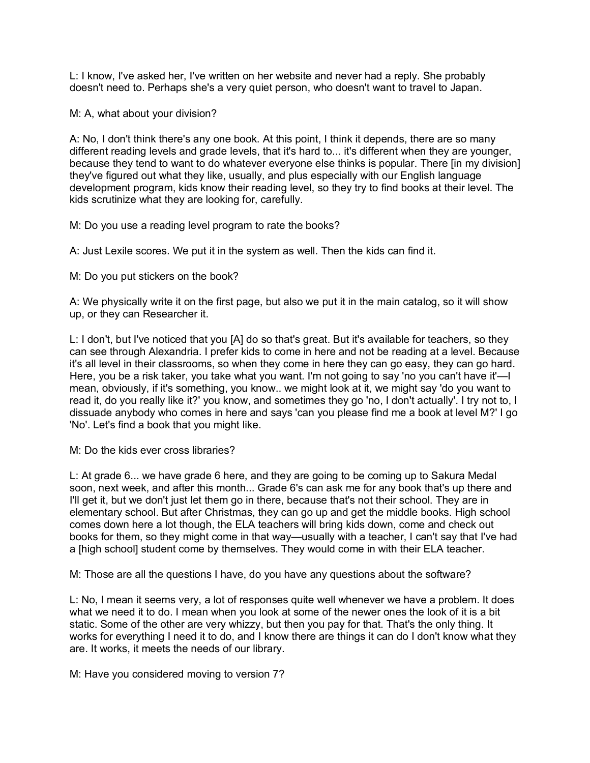L: I know, I've asked her, I've written on her website and never had a reply. She probably doesn't need to. Perhaps she's a very quiet person, who doesn't want to travel to Japan.

M: A, what about your division?

A: No, I don't think there's any one book. At this point, I think it depends, there are so many different reading levels and grade levels, that it's hard to... it's different when they are younger, because they tend to want to do whatever everyone else thinks is popular. There [in my division] they've figured out what they like, usually, and plus especially with our English language development program, kids know their reading level, so they try to find books at their level. The kids scrutinize what they are looking for, carefully.

M: Do you use a reading level program to rate the books?

A: Just Lexile scores. We put it in the system as well. Then the kids can find it.

M: Do you put stickers on the book?

A: We physically write it on the first page, but also we put it in the main catalog, so it will show up, or they can Researcher it.

L: I don't, but I've noticed that you [A] do so that's great. But it's available for teachers, so they can see through Alexandria. I prefer kids to come in here and not be reading at a level. Because it's all level in their classrooms, so when they come in here they can go easy, they can go hard. Here, you be a risk taker, you take what you want. I'm not going to say 'no you can't have it'—I mean, obviously, if it's something, you know.. we might look at it, we might say 'do you want to read it, do you really like it?' you know, and sometimes they go 'no, I don't actually'. I try not to, I dissuade anybody who comes in here and says 'can you please find me a book at level M?' I go 'No'. Let's find a book that you might like.

M: Do the kids ever cross libraries?

L: At grade 6... we have grade 6 here, and they are going to be coming up to Sakura Medal soon, next week, and after this month... Grade 6's can ask me for any book that's up there and I'll get it, but we don't just let them go in there, because that's not their school. They are in elementary school. But after Christmas, they can go up and get the middle books. High school comes down here a lot though, the ELA teachers will bring kids down, come and check out books for them, so they might come in that way—usually with a teacher, I can't say that I've had a [high school] student come by themselves. They would come in with their ELA teacher.

M: Those are all the questions I have, do you have any questions about the software?

L: No, I mean it seems very, a lot of responses quite well whenever we have a problem. It does what we need it to do. I mean when you look at some of the newer ones the look of it is a bit static. Some of the other are very whizzy, but then you pay for that. That's the only thing. It works for everything I need it to do, and I know there are things it can do I don't know what they are. It works, it meets the needs of our library.

M: Have you considered moving to version 7?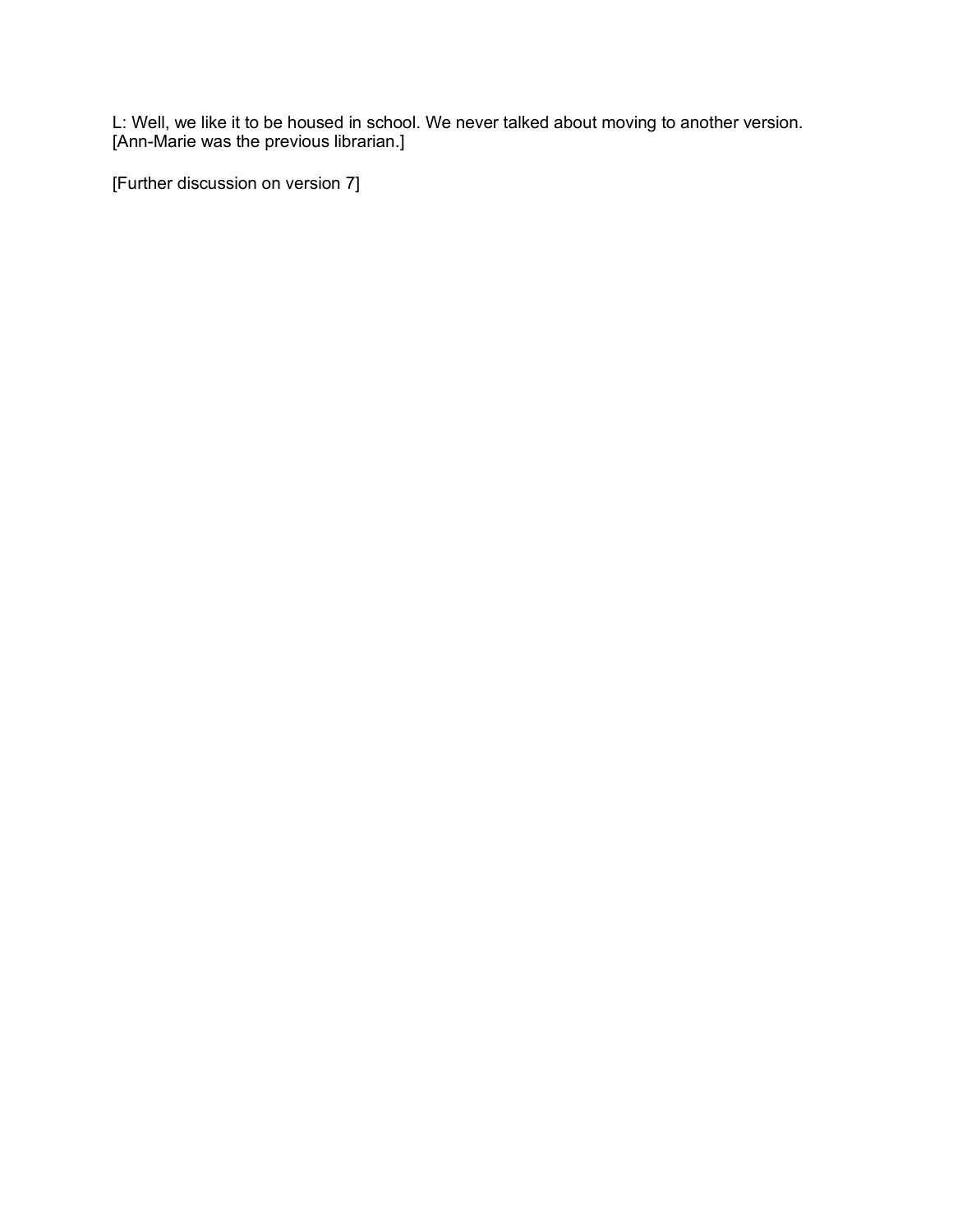L: Well, we like it to be housed in school. We never talked about moving to another version. [Ann-Marie was the previous librarian.]

[Further discussion on version 7]